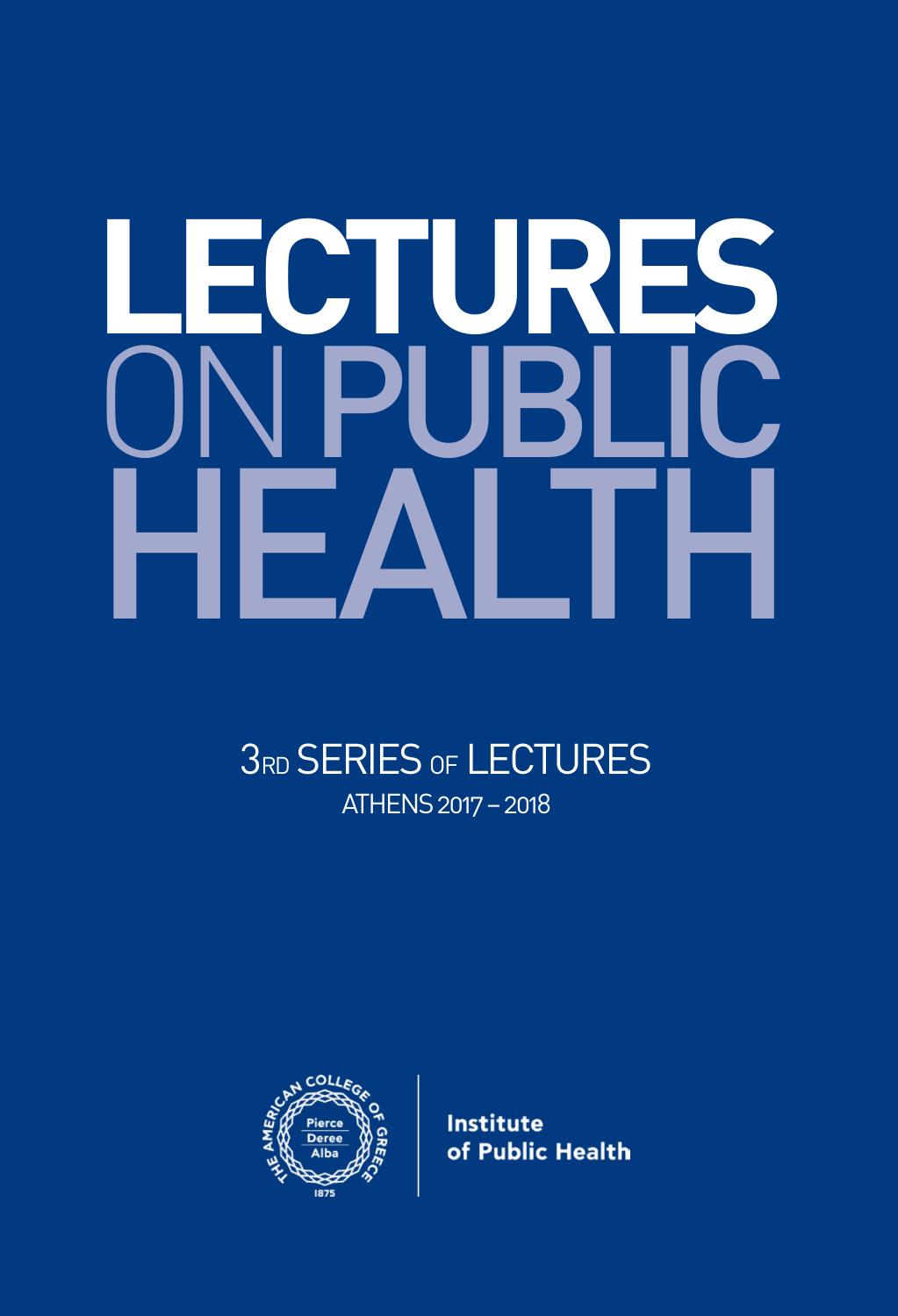# LECTURES ON PUBLIC HEALTH

## 3RD SERIES OF LECTURES

ATHENS 2017 – 2018

THE AMERICAN COLLEGE OF GREECE

Pierce
Deree
Alba

1875

Institute of Public Health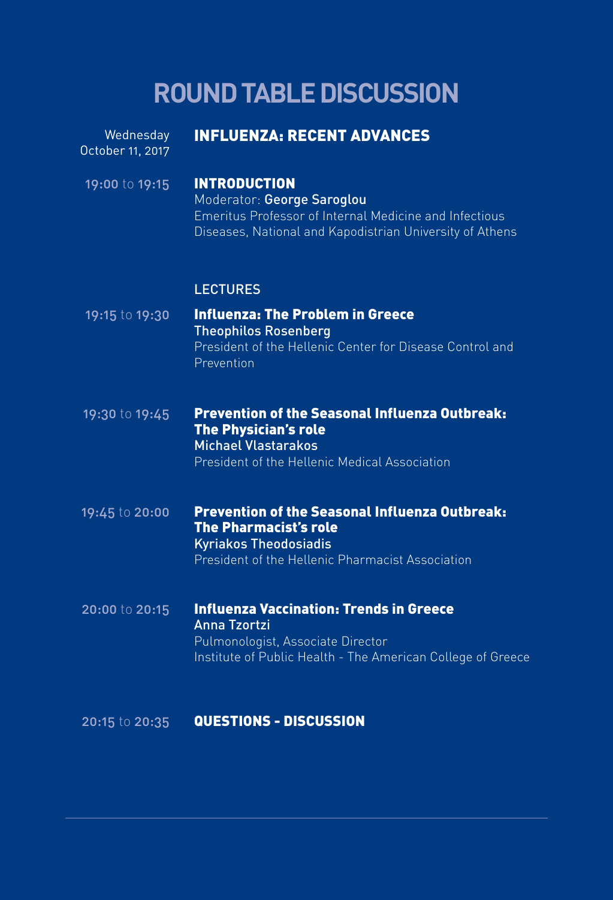# ROUND TABLE DISCUSSION

Wednesday
October 11, 2017

## INFLUENZA: RECENT ADVANCES

**19:00** to **19:15**

### INTRODUCTION

Moderator: **George Saroglou**
Emeritus Professor of Internal Medicine and Infectious Diseases, National and Kapodistrian University of Athens

### LECTURES

**19:15** to **19:30**

**Influenza: The Problem in Greece**
Theophilos Rosenberg
President of the Hellenic Center for Disease Control and Prevention

**19:30** to **19:45**

**Prevention of the Seasonal Influenza Outbreak: The Physician's role**
Michael Vlastarakos
President of the Hellenic Medical Association

**19:45** to **20:00**

**Prevention of the Seasonal Influenza Outbreak: The Pharmacist's role**
Kyriakos Theodosiadis
President of the Hellenic Pharmacist Association

**20:00** to **20:15**

**Influenza Vaccination: Trends in Greece**
Anna Tzortzi
Pulmonologist, Associate Director
Institute of Public Health - The American College of Greece

**20:15** to **20:35**

### QUESTIONS - DISCUSSION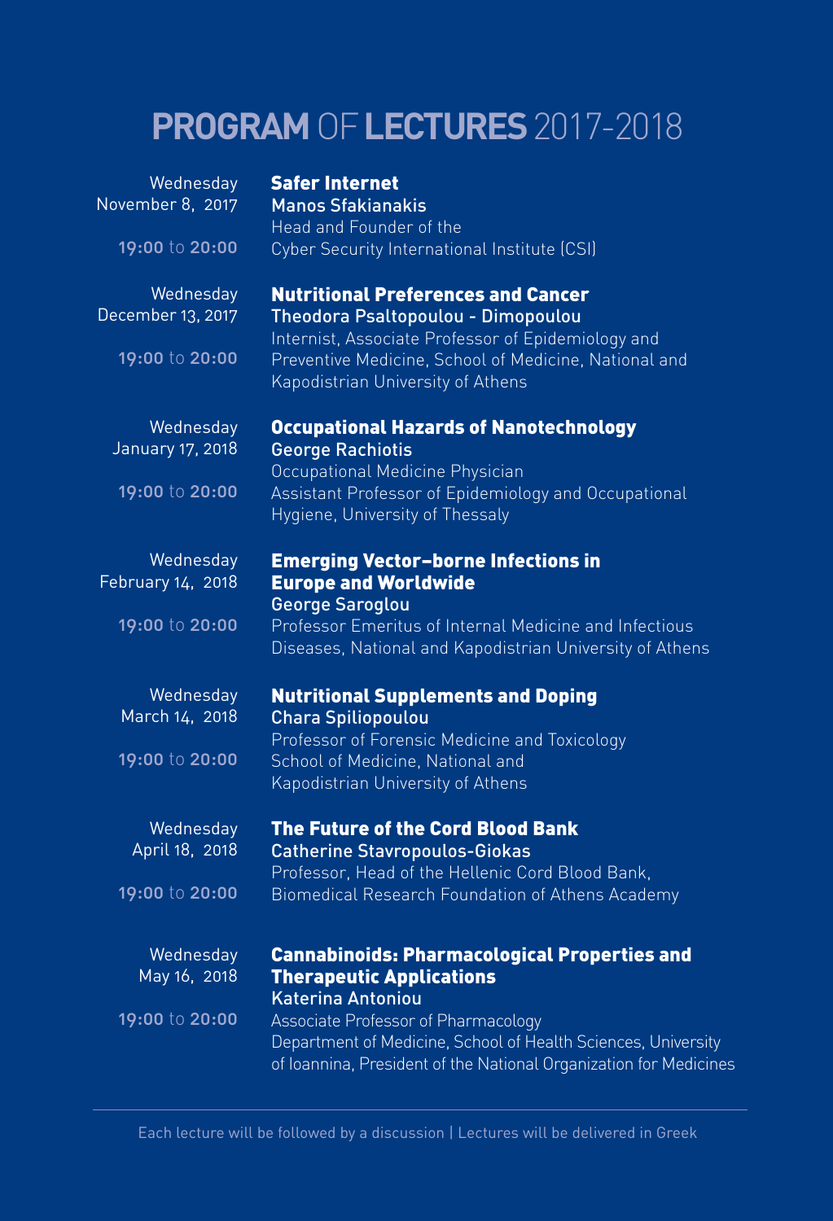# **PROGRAM** OF **LECTURES** 2017-2018

Wednesday
November 8, 2017

**19:00** to **20:00**

### Safer Internet
**Manos Sfakianakis**
Head and Founder of the
Cyber Security International Institute (CSI)

Wednesday
December 13, 2017

**19:00** to **20:00**

### Nutritional Preferences and Cancer
**Theodora Psaltopoulou - Dimopoulou**
Internist, Associate Professor of Epidemiology and Preventive Medicine, School of Medicine, National and Kapodistrian University of Athens

Wednesday
January 17, 2018

**19:00** to **20:00**

### Occupational Hazards of Nanotechnology
**George Rachiotis**
Occupational Medicine Physician
Assistant Professor of Epidemiology and Occupational Hygiene, University of Thessaly

Wednesday
February 14, 2018

**19:00** to **20:00**

### Emerging Vector–borne Infections in Europe and Worldwide
**George Saroglou**
Professor Emeritus of Internal Medicine and Infectious Diseases, National and Kapodistrian University of Athens

Wednesday
March 14, 2018

**19:00** to **20:00**

### Nutritional Supplements and Doping
**Chara Spiliopoulou**
Professor of Forensic Medicine and Toxicology
School of Medicine, National and
Kapodistrian University of Athens

Wednesday
April 18, 2018

**19:00** to **20:00**

### The Future of the Cord Blood Bank
**Catherine Stavropoulos-Giokas**
Professor, Head of the Hellenic Cord Blood Bank,
Biomedical Research Foundation of Athens Academy

Wednesday
May 16, 2018

**19:00** to **20:00**

### Cannabinoids: Pharmacological Properties and Therapeutic Applications
**Katerina Antoniou**
Associate Professor of Pharmacology
Department of Medicine, School of Health Sciences, University of Ioannina, President of the National Organization for Medicines

---

Each lecture will be followed by a discussion | Lectures will be delivered in Greek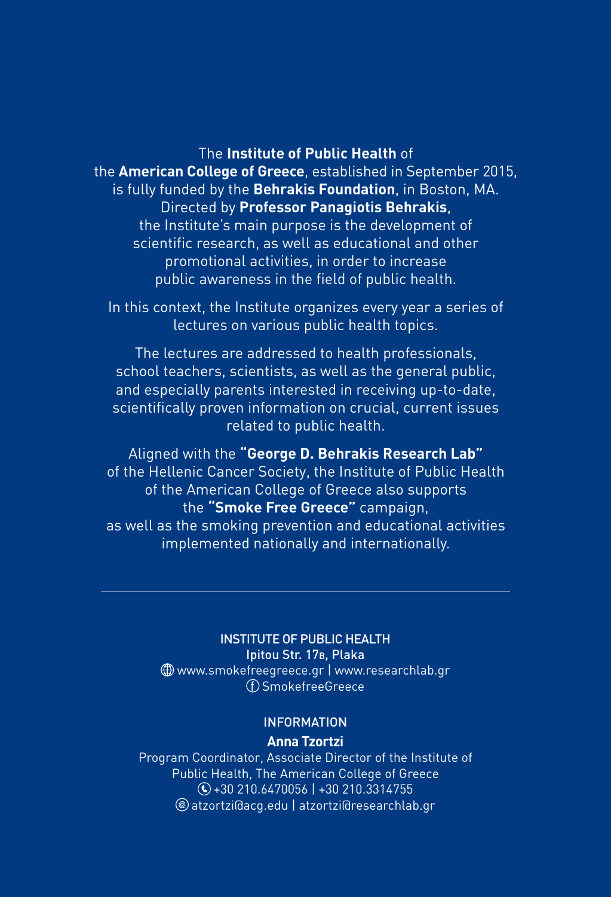The **Institute of Public Health** of the **American College of Greece**, established in September 2015, is fully funded by the **Behrakis Foundation**, in Boston, MA. Directed by **Professor Panagiotis Behrakis**, the Institute's main purpose is the development of scientific research, as well as educational and other promotional activities, in order to increase public awareness in the field of public health.

In this context, the Institute organizes every year a series of lectures on various public health topics.

The lectures are addressed to health professionals, school teachers, scientists, as well as the general public, and especially parents interested in receiving up-to-date, scientifically proven information on crucial, current issues related to public health.

Aligned with the **"George D. Behrakis Research Lab"** of the Hellenic Cancer Society, the Institute of Public Health of the American College of Greece also supports the **"Smoke Free Greece"** campaign, as well as the smoking prevention and educational activities implemented nationally and internationally.

---

INSTITUTE OF PUBLIC HEALTH
Ipitou Str. 17B, Plaka
www.smokefreegreece.gr | www.researchlab.gr
SmokefreeGreece

INFORMATION
**Anna Tzortzi**
Program Coordinator, Associate Director of the Institute of Public Health, The American College of Greece
+30 210.6470056 | +30 210.3314755
atzortzi@acg.edu | atzortzi@researchlab.gr